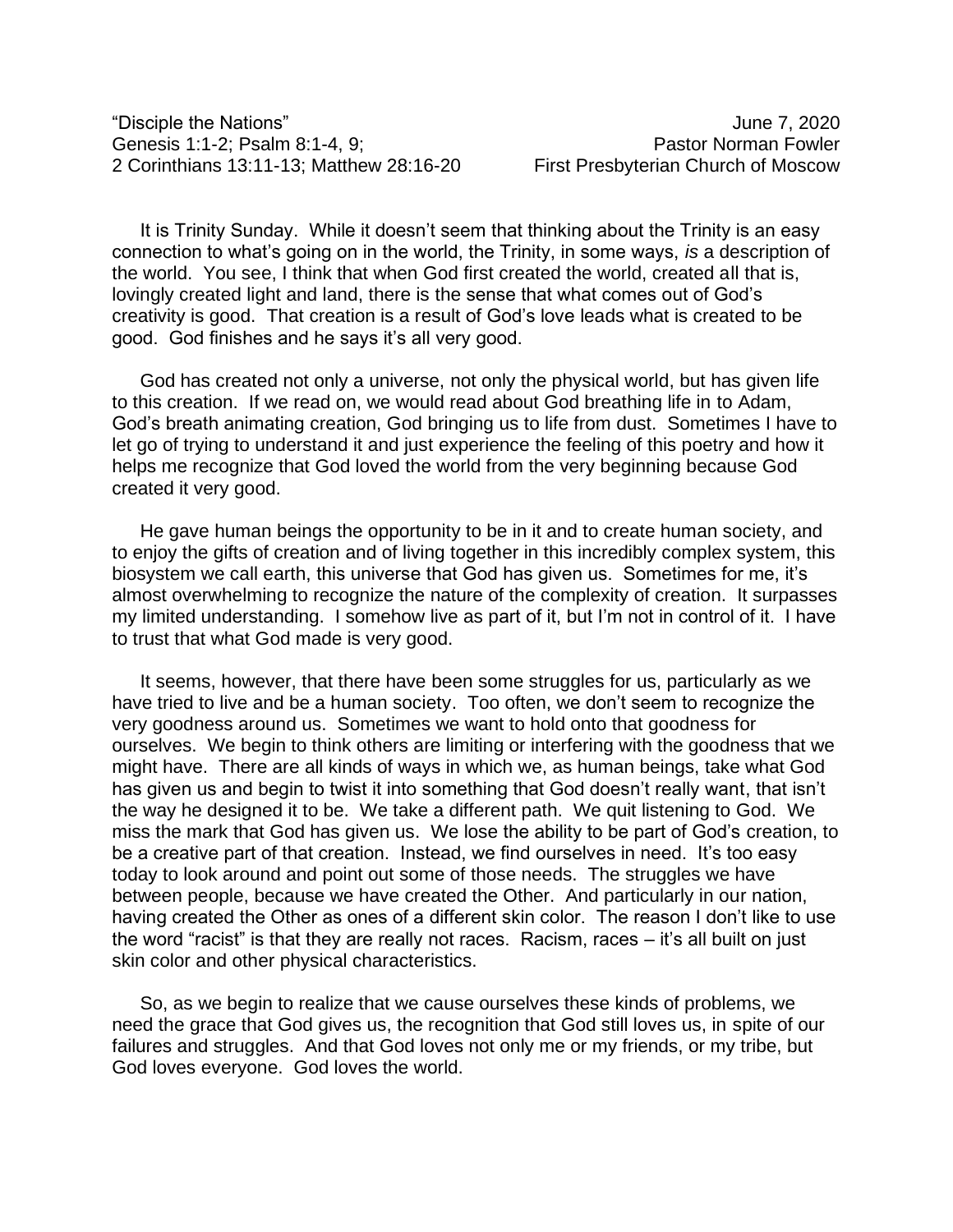“Disciple the Nations” June 7, 2020
Genesis 1:1-2; Psalm 8:1-4, 9; Pastor Norman Fowler
2 Corinthians 13:11-13; Matthew 28:16-20 First Presbyterian Church of Moscow

It is Trinity Sunday. While it doesn’t seem that thinking about the Trinity is an easy connection to what’s going on in the world, the Trinity, in some ways, *is* a description of the world. You see, I think that when God first created the world, created all that is, lovingly created light and land, there is the sense that what comes out of God’s creativity is good. That creation is a result of God’s love leads what is created to be good. God finishes and he says it’s all very good.

God has created not only a universe, not only the physical world, but has given life to this creation. If we read on, we would read about God breathing life in to Adam, God’s breath animating creation, God bringing us to life from dust. Sometimes I have to let go of trying to understand it and just experience the feeling of this poetry and how it helps me recognize that God loved the world from the very beginning because God created it very good.

He gave human beings the opportunity to be in it and to create human society, and to enjoy the gifts of creation and of living together in this incredibly complex system, this biosystem we call earth, this universe that God has given us. Sometimes for me, it’s almost overwhelming to recognize the nature of the complexity of creation. It surpasses my limited understanding. I somehow live as part of it, but I’m not in control of it. I have to trust that what God made is very good.

It seems, however, that there have been some struggles for us, particularly as we have tried to live and be a human society. Too often, we don’t seem to recognize the very goodness around us. Sometimes we want to hold onto that goodness for ourselves. We begin to think others are limiting or interfering with the goodness that we might have. There are all kinds of ways in which we, as human beings, take what God has given us and begin to twist it into something that God doesn’t really want, that isn’t the way he designed it to be. We take a different path. We quit listening to God. We miss the mark that God has given us. We lose the ability to be part of God’s creation, to be a creative part of that creation. Instead, we find ourselves in need. It’s too easy today to look around and point out some of those needs. The struggles we have between people, because we have created the Other. And particularly in our nation, having created the Other as ones of a different skin color. The reason I don’t like to use the word “racist” is that they are really not races. Racism, races – it’s all built on just skin color and other physical characteristics.

So, as we begin to realize that we cause ourselves these kinds of problems, we need the grace that God gives us, the recognition that God still loves us, in spite of our failures and struggles. And that God loves not only me or my friends, or my tribe, but God loves everyone. God loves the world.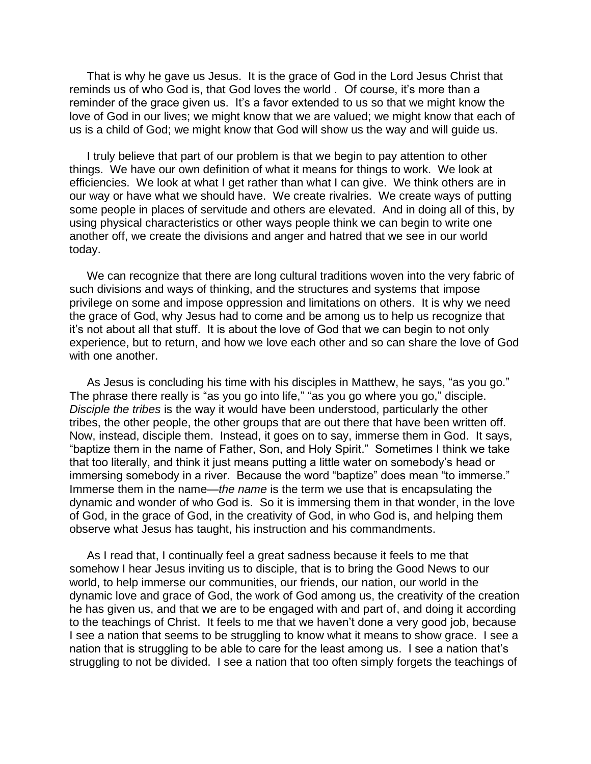That is why he gave us Jesus. It is the grace of God in the Lord Jesus Christ that reminds us of who God is, that God loves the world . Of course, it's more than a reminder of the grace given us. It's a favor extended to us so that we might know the love of God in our lives; we might know that we are valued; we might know that each of us is a child of God; we might know that God will show us the way and will guide us.

I truly believe that part of our problem is that we begin to pay attention to other things. We have our own definition of what it means for things to work. We look at efficiencies. We look at what I get rather than what I can give. We think others are in our way or have what we should have. We create rivalries. We create ways of putting some people in places of servitude and others are elevated. And in doing all of this, by using physical characteristics or other ways people think we can begin to write one another off, we create the divisions and anger and hatred that we see in our world today.

We can recognize that there are long cultural traditions woven into the very fabric of such divisions and ways of thinking, and the structures and systems that impose privilege on some and impose oppression and limitations on others. It is why we need the grace of God, why Jesus had to come and be among us to help us recognize that it's not about all that stuff. It is about the love of God that we can begin to not only experience, but to return, and how we love each other and so can share the love of God with one another.

As Jesus is concluding his time with his disciples in Matthew, he says, "as you go." The phrase there really is "as you go into life," "as you go where you go," disciple. *Disciple the tribes* is the way it would have been understood, particularly the other tribes, the other people, the other groups that are out there that have been written off. Now, instead, disciple them. Instead, it goes on to say, immerse them in God. It says, "baptize them in the name of Father, Son, and Holy Spirit." Sometimes I think we take that too literally, and think it just means putting a little water on somebody's head or immersing somebody in a river. Because the word "baptize" does mean "to immerse." Immerse them in the name—*the name* is the term we use that is encapsulating the dynamic and wonder of who God is. So it is immersing them in that wonder, in the love of God, in the grace of God, in the creativity of God, in who God is, and helping them observe what Jesus has taught, his instruction and his commandments.

As I read that, I continually feel a great sadness because it feels to me that somehow I hear Jesus inviting us to disciple, that is to bring the Good News to our world, to help immerse our communities, our friends, our nation, our world in the dynamic love and grace of God, the work of God among us, the creativity of the creation he has given us, and that we are to be engaged with and part of, and doing it according to the teachings of Christ. It feels to me that we haven't done a very good job, because I see a nation that seems to be struggling to know what it means to show grace. I see a nation that is struggling to be able to care for the least among us. I see a nation that's struggling to not be divided. I see a nation that too often simply forgets the teachings of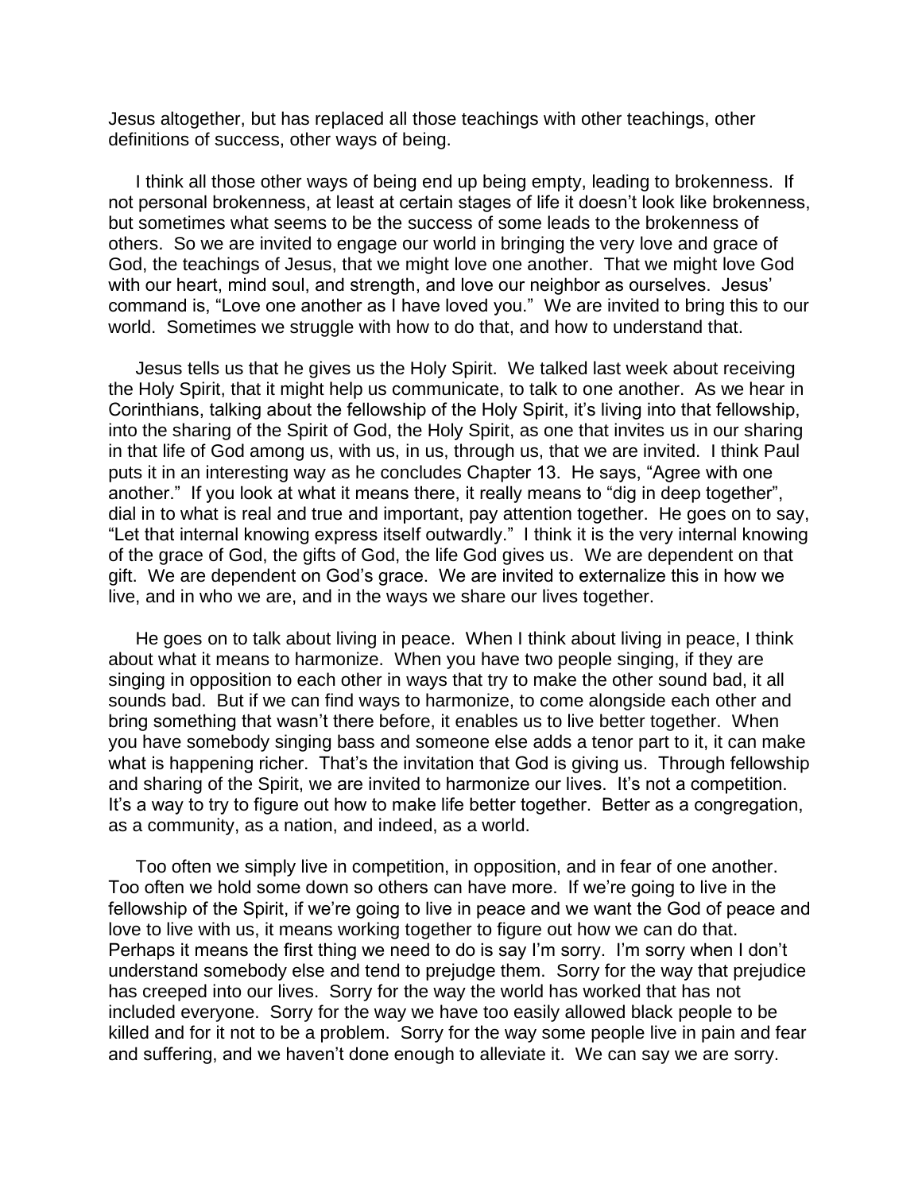Jesus altogether, but has replaced all those teachings with other teachings, other definitions of success, other ways of being.

I think all those other ways of being end up being empty, leading to brokenness. If not personal brokenness, at least at certain stages of life it doesn't look like brokenness, but sometimes what seems to be the success of some leads to the brokenness of others. So we are invited to engage our world in bringing the very love and grace of God, the teachings of Jesus, that we might love one another. That we might love God with our heart, mind soul, and strength, and love our neighbor as ourselves. Jesus' command is, "Love one another as I have loved you." We are invited to bring this to our world. Sometimes we struggle with how to do that, and how to understand that.

Jesus tells us that he gives us the Holy Spirit. We talked last week about receiving the Holy Spirit, that it might help us communicate, to talk to one another. As we hear in Corinthians, talking about the fellowship of the Holy Spirit, it's living into that fellowship, into the sharing of the Spirit of God, the Holy Spirit, as one that invites us in our sharing in that life of God among us, with us, in us, through us, that we are invited. I think Paul puts it in an interesting way as he concludes Chapter 13. He says, "Agree with one another." If you look at what it means there, it really means to "dig in deep together", dial in to what is real and true and important, pay attention together. He goes on to say, "Let that internal knowing express itself outwardly." I think it is the very internal knowing of the grace of God, the gifts of God, the life God gives us. We are dependent on that gift. We are dependent on God's grace. We are invited to externalize this in how we live, and in who we are, and in the ways we share our lives together.

He goes on to talk about living in peace. When I think about living in peace, I think about what it means to harmonize. When you have two people singing, if they are singing in opposition to each other in ways that try to make the other sound bad, it all sounds bad. But if we can find ways to harmonize, to come alongside each other and bring something that wasn't there before, it enables us to live better together. When you have somebody singing bass and someone else adds a tenor part to it, it can make what is happening richer. That's the invitation that God is giving us. Through fellowship and sharing of the Spirit, we are invited to harmonize our lives. It's not a competition. It's a way to try to figure out how to make life better together. Better as a congregation, as a community, as a nation, and indeed, as a world.

Too often we simply live in competition, in opposition, and in fear of one another. Too often we hold some down so others can have more. If we're going to live in the fellowship of the Spirit, if we're going to live in peace and we want the God of peace and love to live with us, it means working together to figure out how we can do that. Perhaps it means the first thing we need to do is say I'm sorry. I'm sorry when I don't understand somebody else and tend to prejudge them. Sorry for the way that prejudice has creeped into our lives. Sorry for the way the world has worked that has not included everyone. Sorry for the way we have too easily allowed black people to be killed and for it not to be a problem. Sorry for the way some people live in pain and fear and suffering, and we haven't done enough to alleviate it. We can say we are sorry.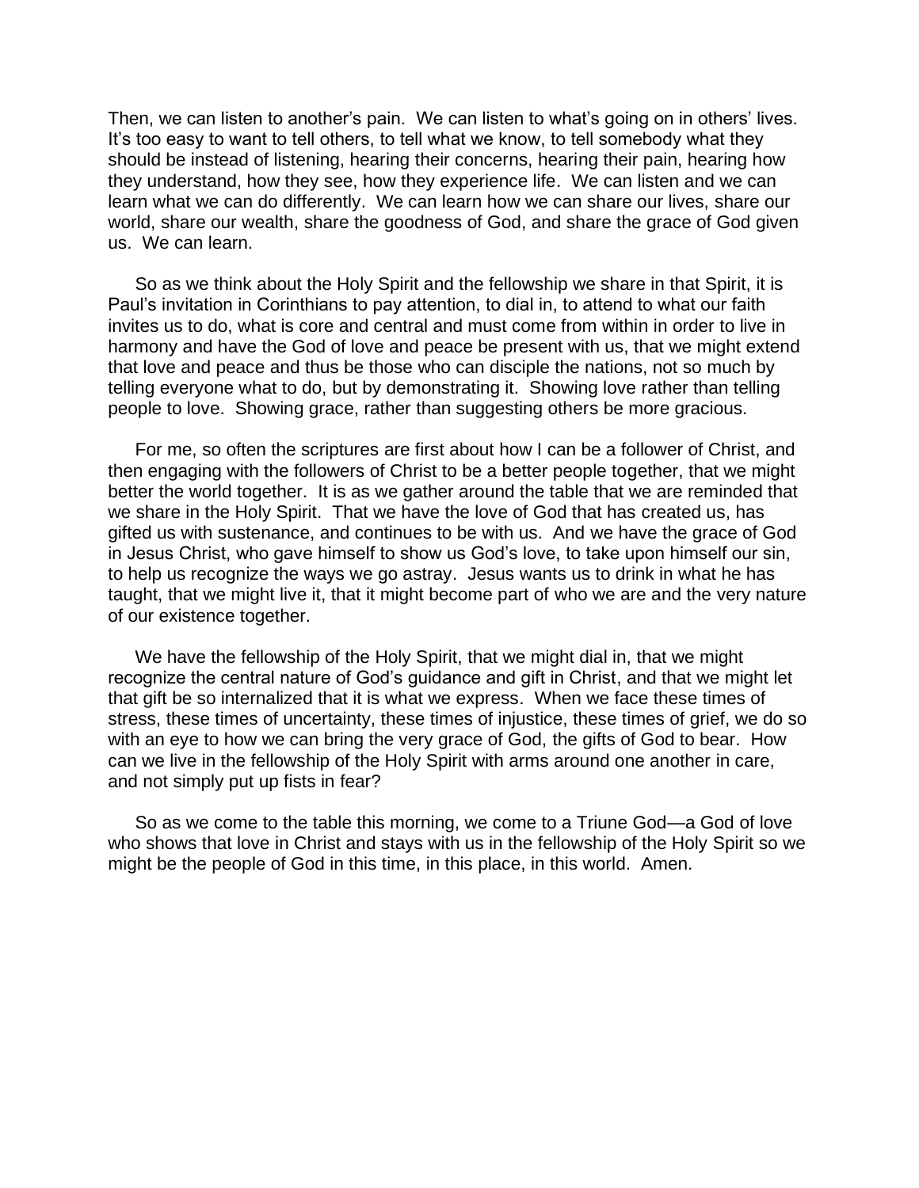Then, we can listen to another's pain. We can listen to what's going on in others' lives. It's too easy to want to tell others, to tell what we know, to tell somebody what they should be instead of listening, hearing their concerns, hearing their pain, hearing how they understand, how they see, how they experience life. We can listen and we can learn what we can do differently. We can learn how we can share our lives, share our world, share our wealth, share the goodness of God, and share the grace of God given us. We can learn.

So as we think about the Holy Spirit and the fellowship we share in that Spirit, it is Paul's invitation in Corinthians to pay attention, to dial in, to attend to what our faith invites us to do, what is core and central and must come from within in order to live in harmony and have the God of love and peace be present with us, that we might extend that love and peace and thus be those who can disciple the nations, not so much by telling everyone what to do, but by demonstrating it. Showing love rather than telling people to love. Showing grace, rather than suggesting others be more gracious.

For me, so often the scriptures are first about how I can be a follower of Christ, and then engaging with the followers of Christ to be a better people together, that we might better the world together. It is as we gather around the table that we are reminded that we share in the Holy Spirit. That we have the love of God that has created us, has gifted us with sustenance, and continues to be with us. And we have the grace of God in Jesus Christ, who gave himself to show us God's love, to take upon himself our sin, to help us recognize the ways we go astray. Jesus wants us to drink in what he has taught, that we might live it, that it might become part of who we are and the very nature of our existence together.

We have the fellowship of the Holy Spirit, that we might dial in, that we might recognize the central nature of God's guidance and gift in Christ, and that we might let that gift be so internalized that it is what we express. When we face these times of stress, these times of uncertainty, these times of injustice, these times of grief, we do so with an eye to how we can bring the very grace of God, the gifts of God to bear. How can we live in the fellowship of the Holy Spirit with arms around one another in care, and not simply put up fists in fear?

So as we come to the table this morning, we come to a Triune God—a God of love who shows that love in Christ and stays with us in the fellowship of the Holy Spirit so we might be the people of God in this time, in this place, in this world. Amen.